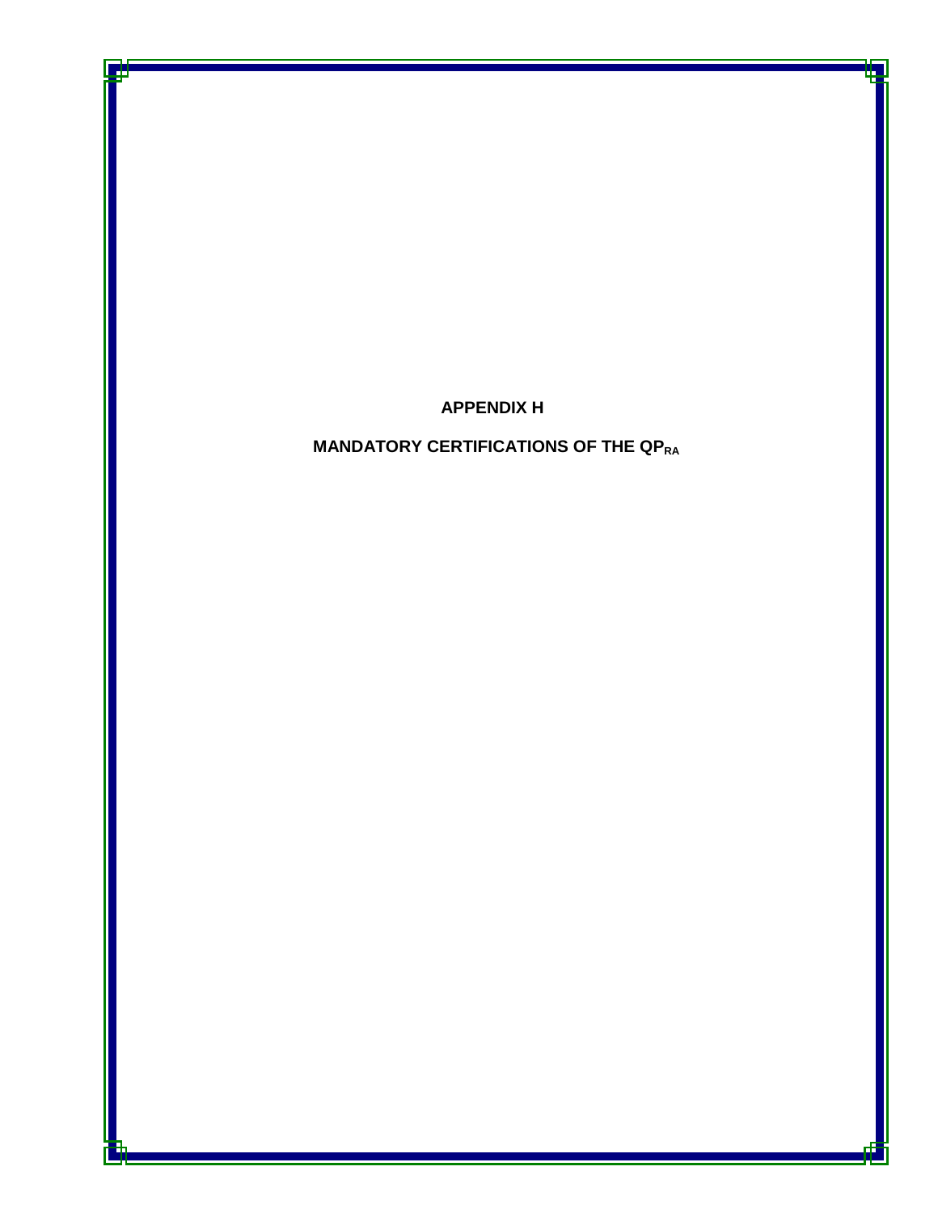# APPENDIX H

## MANDATORY CERTIFICATIONS OF THE $QP_{RA}$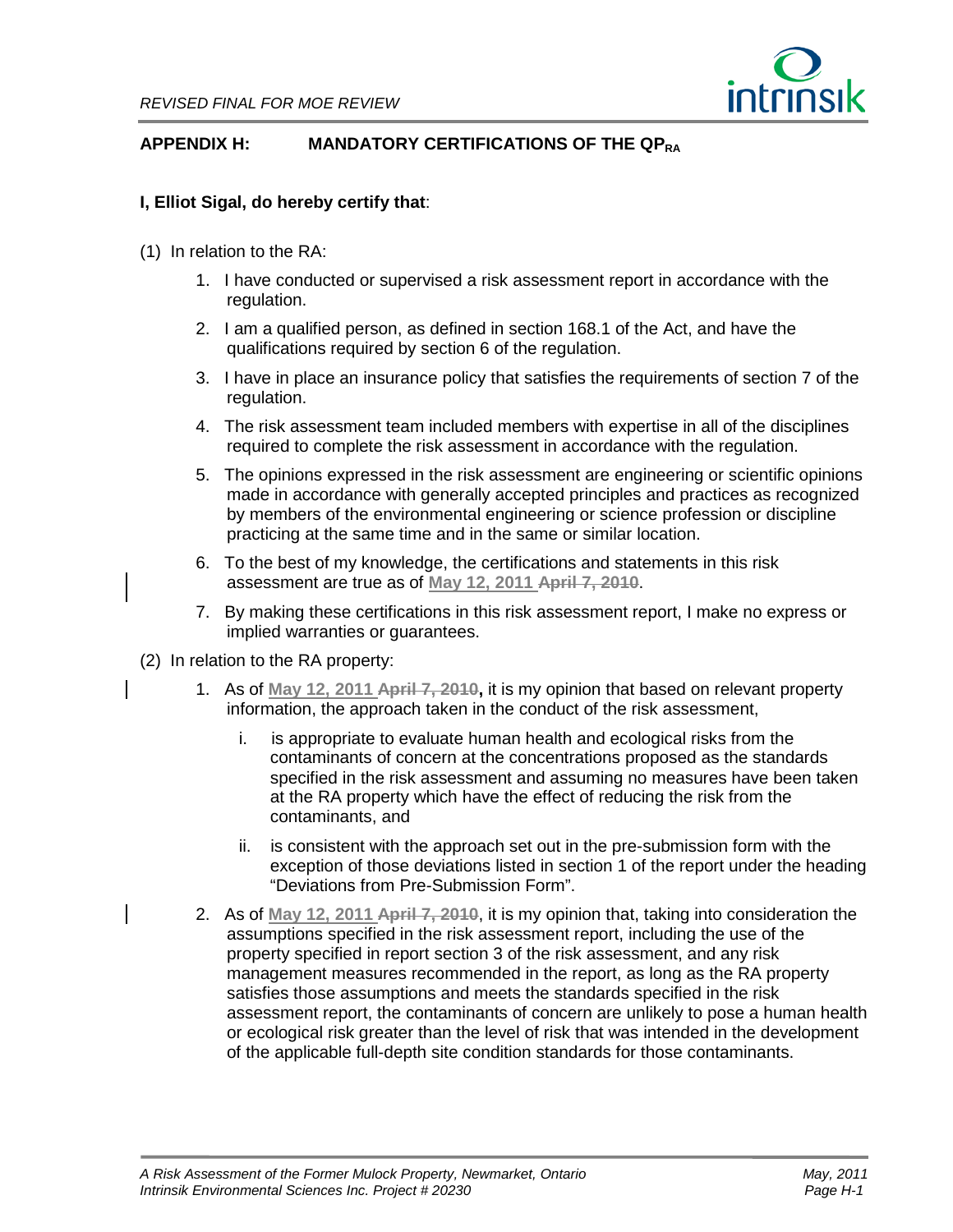## APPENDIX H: MANDATORY CERTIFICATIONS OF THE $QP_{RA}$

**I, Elliot Sigal, do hereby certify that**:

(1) In relation to the RA:

1. I have conducted or supervised a risk assessment report in accordance with the regulation.
2. I am a qualified person, as defined in section 168.1 of the Act, and have the qualifications required by section 6 of the regulation.
3. I have in place an insurance policy that satisfies the requirements of section 7 of the regulation.
4. The risk assessment team included members with expertise in all of the disciplines required to complete the risk assessment in accordance with the regulation.
5. The opinions expressed in the risk assessment are engineering or scientific opinions made in accordance with generally accepted principles and practices as recognized by members of the environmental engineering or science profession or discipline practicing at the same time and in the same or similar location.
6. To the best of my knowledge, the certifications and statements in this risk assessment are true as of **May 12, 2011** ~~April 7, 2010~~.
7. By making these certifications in this risk assessment report, I make no express or implied warranties or guarantees.

(2) In relation to the RA property:

1. As of **May 12, 2011** ~~April 7, 2010~~**,** it is my opinion that based on relevant property information, the approach taken in the conduct of the risk assessment,
   i. is appropriate to evaluate human health and ecological risks from the contaminants of concern at the concentrations proposed as the standards specified in the risk assessment and assuming no measures have been taken at the RA property which have the effect of reducing the risk from the contaminants, and
   ii. is consistent with the approach set out in the pre-submission form with the exception of those deviations listed in section 1 of the report under the heading "Deviations from Pre-Submission Form".
2. As of **May 12, 2011** ~~April 7, 2010~~, it is my opinion that, taking into consideration the assumptions specified in the risk assessment report, including the use of the property specified in report section 3 of the risk assessment, and any risk management measures recommended in the report, as long as the RA property satisfies those assumptions and meets the standards specified in the risk assessment report, the contaminants of concern are unlikely to pose a human health or ecological risk greater than the level of risk that was intended in the development of the applicable full-depth site condition standards for those contaminants.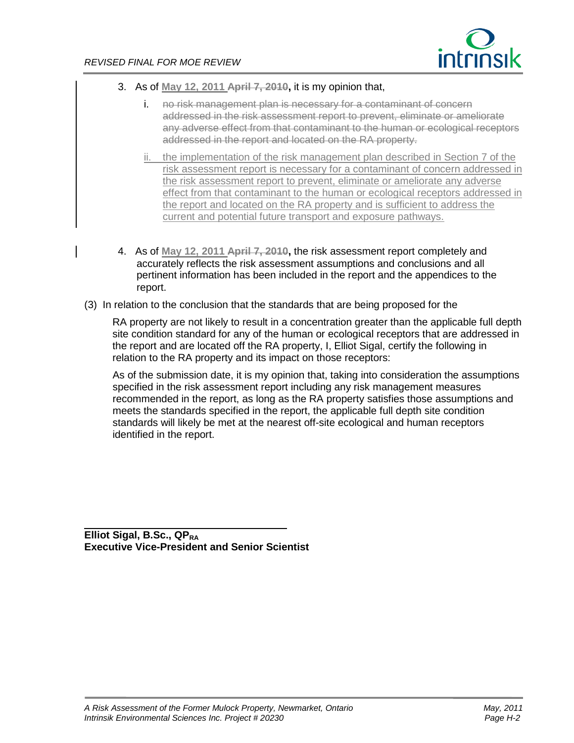3. As of May 12, 2011 ~~April 7, 2010~~, it is my opinion that,

   i. ~~no risk management plan is necessary for a contaminant of concern addressed in the risk assessment report to prevent, eliminate or ameliorate any adverse effect from that contaminant to the human or ecological receptors addressed in the report and located on the RA property.~~

   ii. the implementation of the risk management plan described in Section 7 of the risk assessment report is necessary for a contaminant of concern addressed in the risk assessment report to prevent, eliminate or ameliorate any adverse effect from that contaminant to the human or ecological receptors addressed in the report and located on the RA property and is sufficient to address the current and potential future transport and exposure pathways.

4. As of May 12, 2011 ~~April 7, 2010~~, the risk assessment report completely and accurately reflects the risk assessment assumptions and conclusions and all pertinent information has been included in the report and the appendices to the report.

(3) In relation to the conclusion that the standards that are being proposed for the

RA property are not likely to result in a concentration greater than the applicable full depth site condition standard for any of the human or ecological receptors that are addressed in the report and are located off the RA property, I, Elliot Sigal, certify the following in relation to the RA property and its impact on those receptors:

As of the submission date, it is my opinion that, taking into consideration the assumptions specified in the risk assessment report including any risk management measures recommended in the report, as long as the RA property satisfies those assumptions and meets the standards specified in the report, the applicable full depth site condition standards will likely be met at the nearest off-site ecological and human receptors identified in the report.

**Elliot Sigal, B.Sc., $QP_{RA}$**
**Executive Vice-President and Senior Scientist**